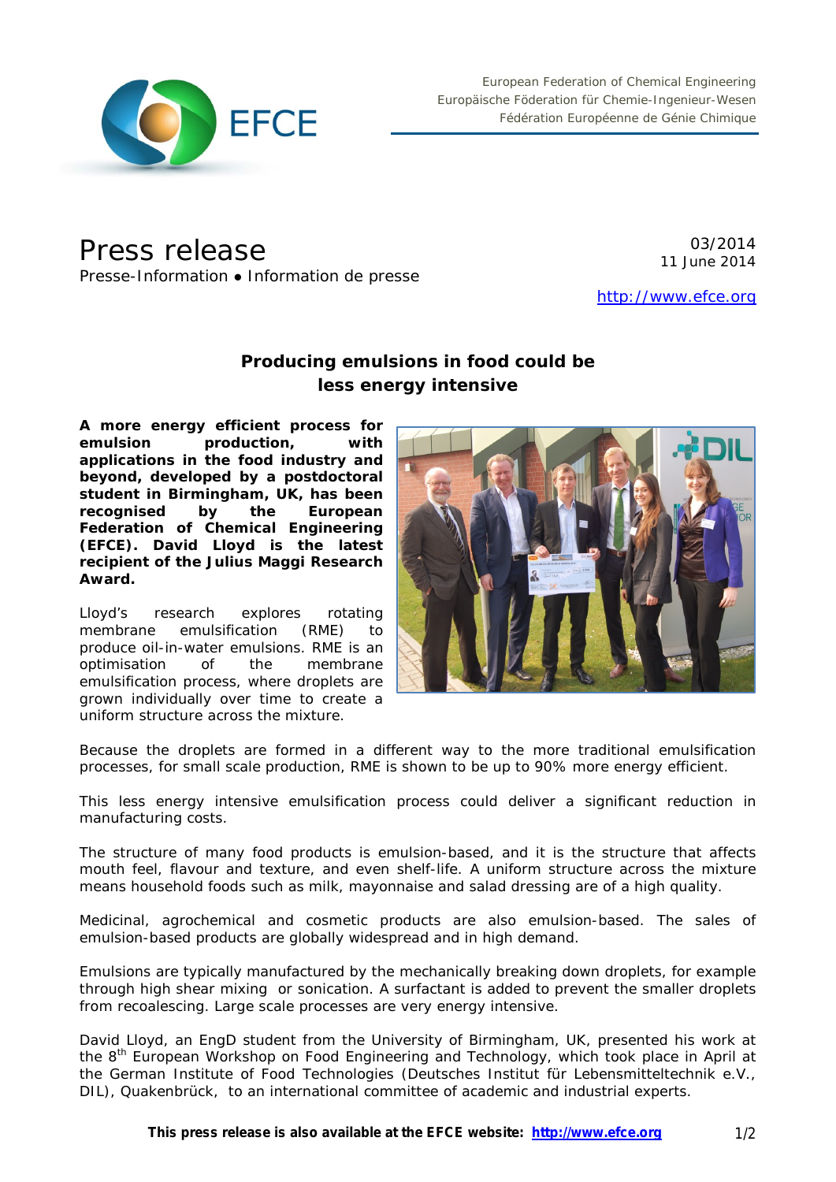European Federation of Chemical Engineering
Europäische Föderation für Chemie-Ingenieur-Wesen
Fédération Européenne de Génie Chimique

# Press release

Presse-Information ● Information de presse

03/2014
11 June 2014

http://www.efce.org

## Producing emulsions in food could be less energy intensive

**A more energy efficient process for emulsion production, with applications in the food industry and beyond, developed by a postdoctoral student in Birmingham, UK, has been recognised by the European Federation of Chemical Engineering (EFCE). David Lloyd is the latest recipient of the Julius Maggi Research Award.**

Lloyd's research explores rotating membrane emulsification (RME) to produce oil-in-water emulsions. RME is an optimisation of the membrane emulsification process, where droplets are grown individually over time to create a uniform structure across the mixture.

Because the droplets are formed in a different way to the more traditional emulsification processes, for small scale production, RME is shown to be up to 90% more energy efficient.

This less energy intensive emulsification process could deliver a significant reduction in manufacturing costs.

The structure of many food products is emulsion-based, and it is the structure that affects mouth feel, flavour and texture, and even shelf-life. A uniform structure across the mixture means household foods such as milk, mayonnaise and salad dressing are of a high quality.

Medicinal, agrochemical and cosmetic products are also emulsion-based. The sales of emulsion-based products are globally widespread and in high demand.

Emulsions are typically manufactured by the mechanically breaking down droplets, for example through high shear mixing or sonication. A surfactant is added to prevent the smaller droplets from recoalescing. Large scale processes are very energy intensive.

David Lloyd, an EngD student from the University of Birmingham, UK, presented his work at the 8th European Workshop on Food Engineering and Technology, which took place in April at the German Institute of Food Technologies (Deutsches Institut für Lebensmitteltechnik e.V., DIL), Quakenbrück, to an international committee of academic and industrial experts.

**This press release is also available at the EFCE website: http://www.efce.org**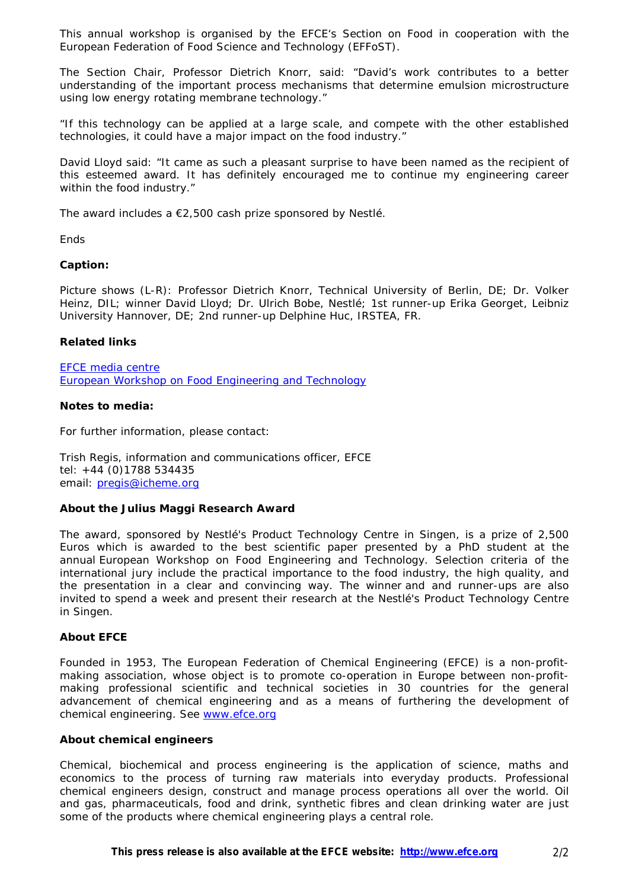This annual workshop is organised by the EFCE's Section on Food in cooperation with the European Federation of Food Science and Technology (EFFoST).

The Section Chair, Professor Dietrich Knorr, said: "David's work contributes to a better understanding of the important process mechanisms that determine emulsion microstructure using low energy rotating membrane technology."

"If this technology can be applied at a large scale, and compete with the other established technologies, it could have a major impact on the food industry."

David Lloyd said: "It came as such a pleasant surprise to have been named as the recipient of this esteemed award. It has definitely encouraged me to continue my engineering career within the food industry."

The award includes a €2,500 cash prize sponsored by Nestlé.

Ends

**Caption:**

Picture shows (L-R): Professor Dietrich Knorr, Technical University of Berlin, DE; Dr. Volker Heinz, DIL; winner David Lloyd; Dr. Ulrich Bobe, Nestlé; 1st runner-up Erika Georget, Leibniz University Hannover, DE; 2nd runner-up Delphine Huc, IRSTEA, FR.

**Related links**

EFCE media centre
European Workshop on Food Engineering and Technology

**Notes to media:**

For further information, please contact:

Trish Regis, information and communications officer, EFCE
tel: +44 (0)1788 534435
email: pregis@icheme.org

**About the Julius Maggi Research Award**

The award, sponsored by Nestlé's Product Technology Centre in Singen, is a prize of 2,500 Euros which is awarded to the best scientific paper presented by a PhD student at the annual European Workshop on Food Engineering and Technology. Selection criteria of the international jury include the practical importance to the food industry, the high quality, and the presentation in a clear and convincing way. The winner and and runner-ups are also invited to spend a week and present their research at the Nestlé's Product Technology Centre in Singen.

**About EFCE**

Founded in 1953, The European Federation of Chemical Engineering (EFCE) is a non-profit-making association, whose object is to promote co-operation in Europe between non-profit-making professional scientific and technical societies in 30 countries for the general advancement of chemical engineering and as a means of furthering the development of chemical engineering. See www.efce.org

**About chemical engineers**

Chemical, biochemical and process engineering is the application of science, maths and economics to the process of turning raw materials into everyday products. Professional chemical engineers design, construct and manage process operations all over the world. Oil and gas, pharmaceuticals, food and drink, synthetic fibres and clean drinking water are just some of the products where chemical engineering plays a central role.

**This press release is also available at the EFCE website: http://www.efce.org**